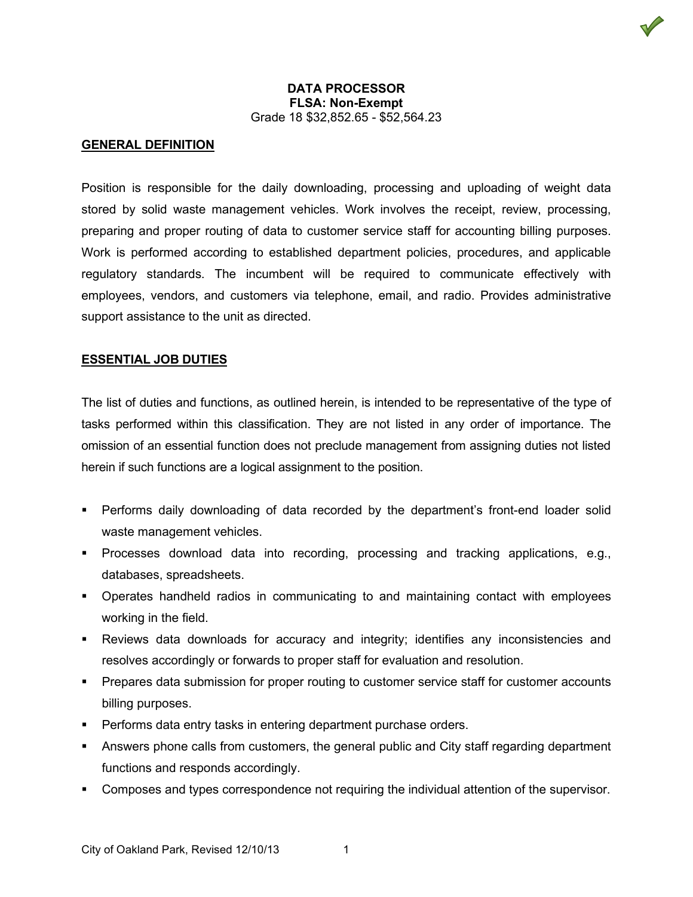# DATA PROCESSOR

**FLSA: Non-Exempt**

Grade 18 $32,852.65 - $52,564.23

## GENERAL DEFINITION

Position is responsible for the daily downloading, processing and uploading of weight data stored by solid waste management vehicles. Work involves the receipt, review, processing, preparing and proper routing of data to customer service staff for accounting billing purposes. Work is performed according to established department policies, procedures, and applicable regulatory standards. The incumbent will be required to communicate effectively with employees, vendors, and customers via telephone, email, and radio. Provides administrative support assistance to the unit as directed.

## ESSENTIAL JOB DUTIES

The list of duties and functions, as outlined herein, is intended to be representative of the type of tasks performed within this classification. They are not listed in any order of importance. The omission of an essential function does not preclude management from assigning duties not listed herein if such functions are a logical assignment to the position.

- Performs daily downloading of data recorded by the department's front-end loader solid waste management vehicles.
- Processes download data into recording, processing and tracking applications, e.g., databases, spreadsheets.
- Operates handheld radios in communicating to and maintaining contact with employees working in the field.
- Reviews data downloads for accuracy and integrity; identifies any inconsistencies and resolves accordingly or forwards to proper staff for evaluation and resolution.
- Prepares data submission for proper routing to customer service staff for customer accounts billing purposes.
- Performs data entry tasks in entering department purchase orders.
- Answers phone calls from customers, the general public and City staff regarding department functions and responds accordingly.
- Composes and types correspondence not requiring the individual attention of the supervisor.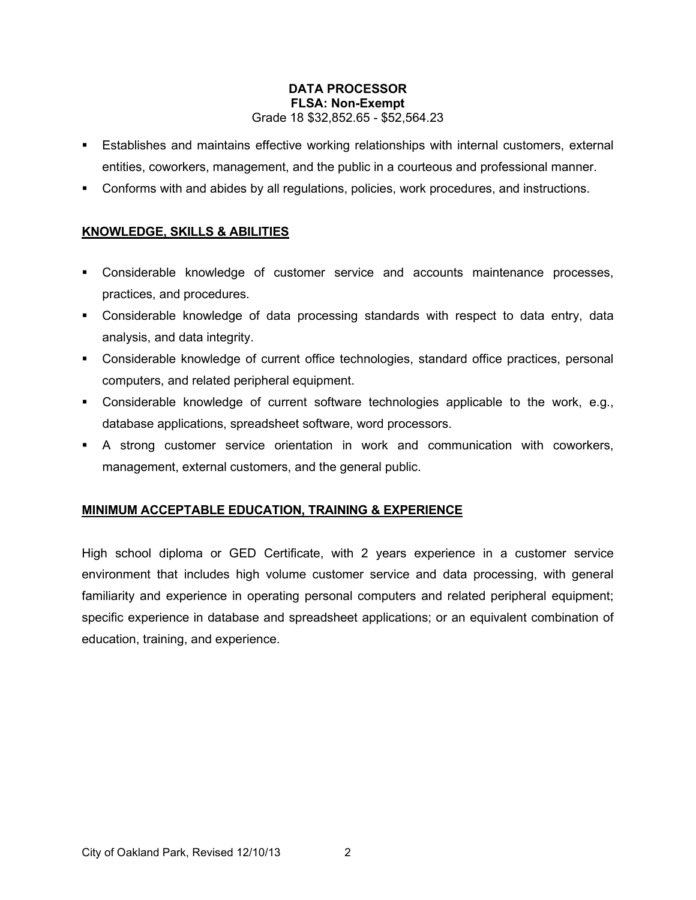**DATA PROCESSOR**
**FLSA: Non-Exempt**
Grade 18 $32,852.65 - $52,564.23

- Establishes and maintains effective working relationships with internal customers, external entities, coworkers, management, and the public in a courteous and professional manner.
- Conforms with and abides by all regulations, policies, work procedures, and instructions.

## KNOWLEDGE, SKILLS & ABILITIES

- Considerable knowledge of customer service and accounts maintenance processes, practices, and procedures.
- Considerable knowledge of data processing standards with respect to data entry, data analysis, and data integrity.
- Considerable knowledge of current office technologies, standard office practices, personal computers, and related peripheral equipment.
- Considerable knowledge of current software technologies applicable to the work, e.g., database applications, spreadsheet software, word processors.
- A strong customer service orientation in work and communication with coworkers, management, external customers, and the general public.

## MINIMUM ACCEPTABLE EDUCATION, TRAINING & EXPERIENCE

High school diploma or GED Certificate, with 2 years experience in a customer service environment that includes high volume customer service and data processing, with general familiarity and experience in operating personal computers and related peripheral equipment; specific experience in database and spreadsheet applications; or an equivalent combination of education, training, and experience.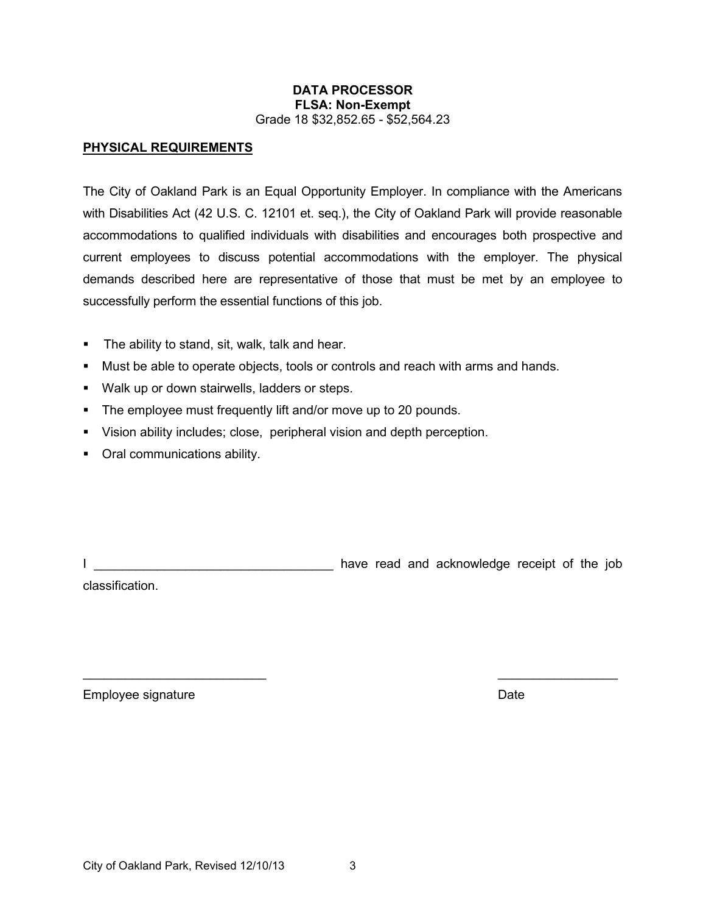**DATA PROCESSOR**
**FLSA: Non-Exempt**
Grade 18 $32,852.65 - $52,564.23

**PHYSICAL REQUIREMENTS**

The City of Oakland Park is an Equal Opportunity Employer. In compliance with the Americans with Disabilities Act (42 U.S. C. 12101 et. seq.), the City of Oakland Park will provide reasonable accommodations to qualified individuals with disabilities and encourages both prospective and current employees to discuss potential accommodations with the employer. The physical demands described here are representative of those that must be met by an employee to successfully perform the essential functions of this job.

- The ability to stand, sit, walk, talk and hear.
- Must be able to operate objects, tools or controls and reach with arms and hands.
- Walk up or down stairwells, ladders or steps.
- The employee must frequently lift and/or move up to 20 pounds.
- Vision ability includes; close, peripheral vision and depth perception.
- Oral communications ability.

I __________________________________ have read and acknowledge receipt of the job classification.

__________________________ _________________

Employee signature Date